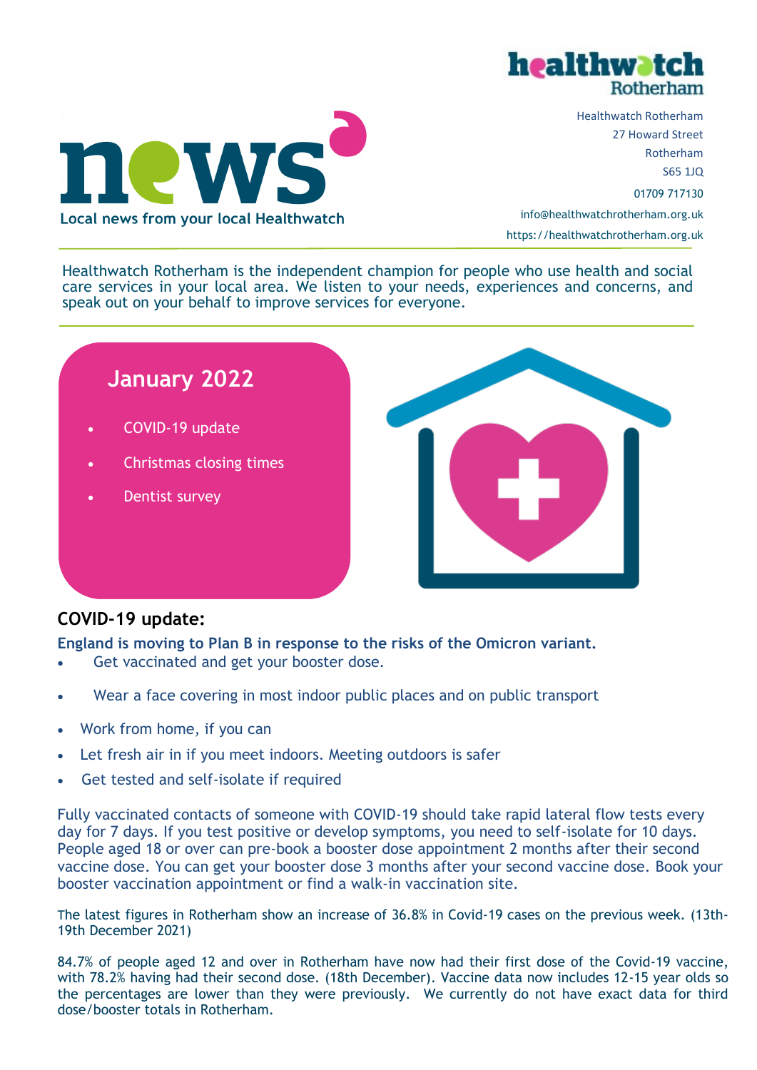# news

**Local news from your local Healthwatch**

healthwatch Rotherham

Healthwatch Rotherham
27 Howard Street
Rotherham
S65 1JQ
01709 717130
info@healthwatchrotherham.org.uk
https://healthwatchrotherham.org.uk

Healthwatch Rotherham is the independent champion for people who use health and social care services in your local area. We listen to your needs, experiences and concerns, and speak out on your behalf to improve services for everyone.

## January 2022

- COVID-19 update
- Christmas closing times
- Dentist survey

## COVID-19 update:

**England is moving to Plan B in response to the risks of the Omicron variant.**

- Get vaccinated and get your booster dose.
- Wear a face covering in most indoor public places and on public transport
- Work from home, if you can
- Let fresh air in if you meet indoors. Meeting outdoors is safer
- Get tested and self-isolate if required

Fully vaccinated contacts of someone with COVID-19 should take rapid lateral flow tests every day for 7 days. If you test positive or develop symptoms, you need to self-isolate for 10 days. People aged 18 or over can pre-book a booster dose appointment 2 months after their second vaccine dose. You can get your booster dose 3 months after your second vaccine dose. Book your booster vaccination appointment or find a walk-in vaccination site.

The latest figures in Rotherham show an increase of 36.8% in Covid-19 cases on the previous week. (13th-19th December 2021)

84.7% of people aged 12 and over in Rotherham have now had their first dose of the Covid-19 vaccine, with 78.2% having had their second dose. (18th December). Vaccine data now includes 12-15 year olds so the percentages are lower than they were previously. We currently do not have exact data for third dose/booster totals in Rotherham.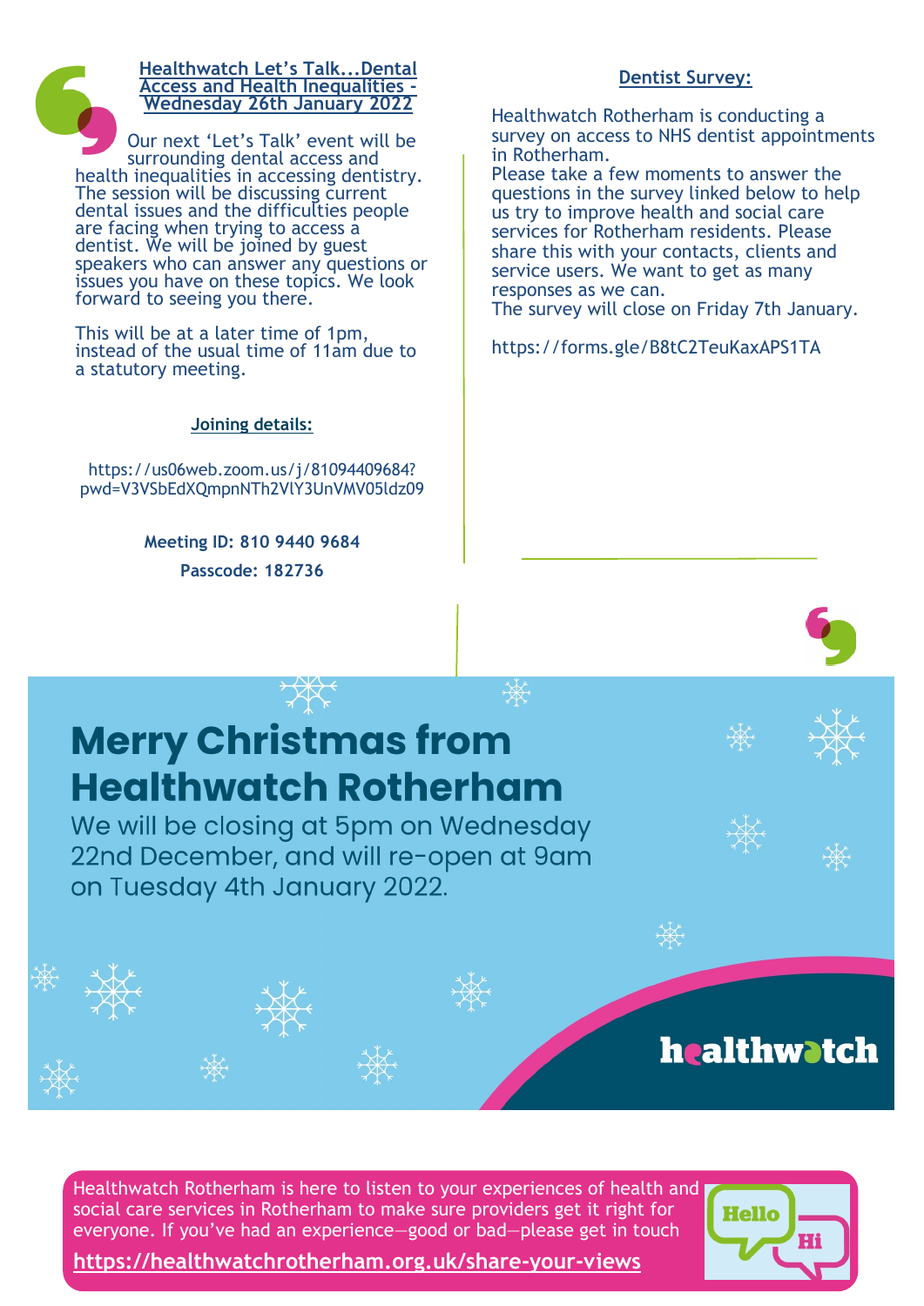## Healthwatch Let's Talk...Dental Access and Health Inequalities - Wednesday 26th January 2022

Our next 'Let's Talk' event will be surrounding dental access and health inequalities in accessing dentistry. The session will be discussing current dental issues and the difficulties people are facing when trying to access a dentist. We will be joined by guest speakers who can answer any questions or issues you have on these topics. We look forward to seeing you there.

This will be at a later time of 1pm, instead of the usual time of 11am due to a statutory meeting.

**Joining details:**

https://us06web.zoom.us/j/81094409684?pwd=V3VSbEdXQmpnNTh2VlY3UnVMV05ldz09

**Meeting ID: 810 9440 9684**

**Passcode: 182736**

## Dentist Survey:

Healthwatch Rotherham is conducting a survey on access to NHS dentist appointments in Rotherham.
Please take a few moments to answer the questions in the survey linked below to help us try to improve health and social care services for Rotherham residents. Please share this with your contacts, clients and service users. We want to get as many responses as we can.
The survey will close on Friday 7th January.

https://forms.gle/B8tC2TeuKaxAPS1TA

# Merry Christmas from Healthwatch Rotherham

We will be closing at 5pm on Wednesday 22nd December, and will re-open at 9am on Tuesday 4th January 2022.

healthwatch

Healthwatch Rotherham is here to listen to your experiences of health and social care services in Rotherham to make sure providers get it right for everyone. If you've had an experience—good or bad—please get in touch

**https://healthwatchrotherham.org.uk/share-your-views**